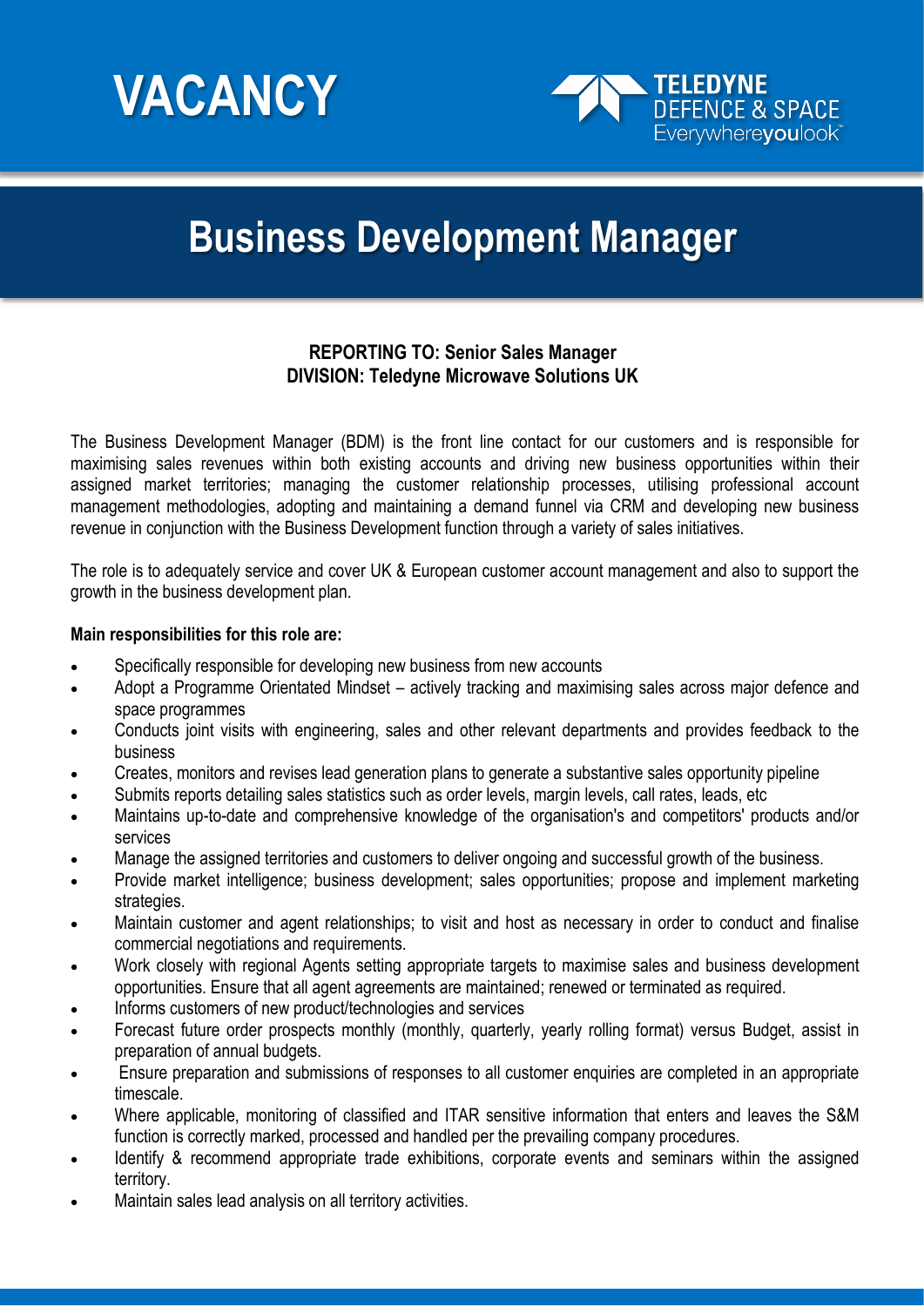# VACANCY

TELEDYNE
DEFENCE & SPACE
Everywhereyoulook™

# Business Development Manager

**REPORTING TO: Senior Sales Manager**
**DIVISION: Teledyne Microwave Solutions UK**

The Business Development Manager (BDM) is the front line contact for our customers and is responsible for maximising sales revenues within both existing accounts and driving new business opportunities within their assigned market territories; managing the customer relationship processes, utilising professional account management methodologies, adopting and maintaining a demand funnel via CRM and developing new business revenue in conjunction with the Business Development function through a variety of sales initiatives.

The role is to adequately service and cover UK & European customer account management and also to support the growth in the business development plan.

**Main responsibilities for this role are:**

- Specifically responsible for developing new business from new accounts
- Adopt a Programme Orientated Mindset – actively tracking and maximising sales across major defence and space programmes
- Conducts joint visits with engineering, sales and other relevant departments and provides feedback to the business
- Creates, monitors and revises lead generation plans to generate a substantive sales opportunity pipeline
- Submits reports detailing sales statistics such as order levels, margin levels, call rates, leads, etc
- Maintains up-to-date and comprehensive knowledge of the organisation's and competitors' products and/or services
- Manage the assigned territories and customers to deliver ongoing and successful growth of the business.
- Provide market intelligence; business development; sales opportunities; propose and implement marketing strategies.
- Maintain customer and agent relationships; to visit and host as necessary in order to conduct and finalise commercial negotiations and requirements.
- Work closely with regional Agents setting appropriate targets to maximise sales and business development opportunities. Ensure that all agent agreements are maintained; renewed or terminated as required.
- Informs customers of new product/technologies and services
- Forecast future order prospects monthly (monthly, quarterly, yearly rolling format) versus Budget, assist in preparation of annual budgets.
- Ensure preparation and submissions of responses to all customer enquiries are completed in an appropriate timescale.
- Where applicable, monitoring of classified and ITAR sensitive information that enters and leaves the S&M function is correctly marked, processed and handled per the prevailing company procedures.
- Identify & recommend appropriate trade exhibitions, corporate events and seminars within the assigned territory.
- Maintain sales lead analysis on all territory activities.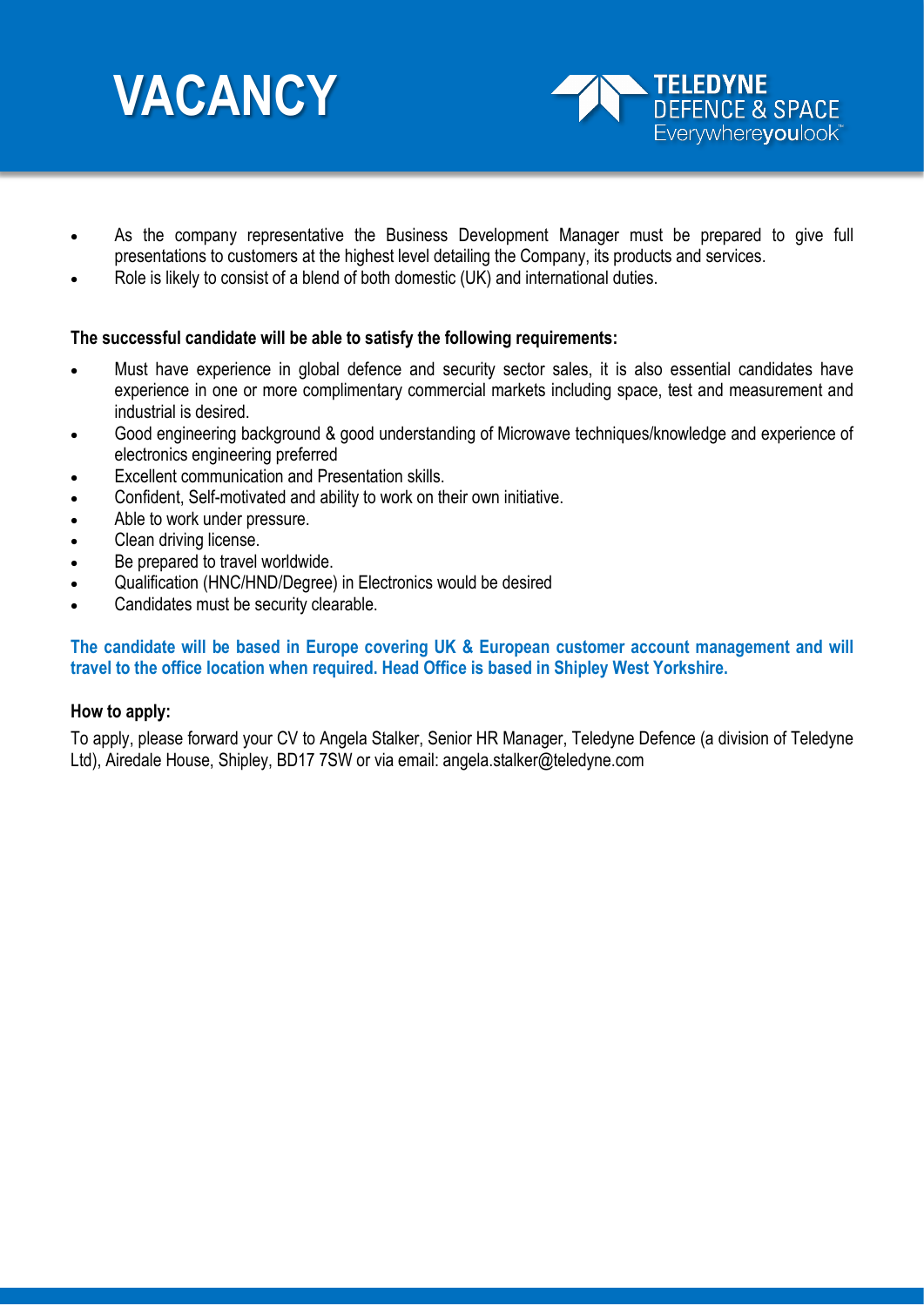# VACANCY

- As the company representative the Business Development Manager must be prepared to give full presentations to customers at the highest level detailing the Company, its products and services.
- Role is likely to consist of a blend of both domestic (UK) and international duties.

**The successful candidate will be able to satisfy the following requirements:**

- Must have experience in global defence and security sector sales, it is also essential candidates have experience in one or more complimentary commercial markets including space, test and measurement and industrial is desired.
- Good engineering background & good understanding of Microwave techniques/knowledge and experience of electronics engineering preferred
- Excellent communication and Presentation skills.
- Confident, Self-motivated and ability to work on their own initiative.
- Able to work under pressure.
- Clean driving license.
- Be prepared to travel worldwide.
- Qualification (HNC/HND/Degree) in Electronics would be desired
- Candidates must be security clearable.

**The candidate will be based in Europe covering UK & European customer account management and will travel to the office location when required. Head Office is based in Shipley West Yorkshire.**

**How to apply:**

To apply, please forward your CV to Angela Stalker, Senior HR Manager, Teledyne Defence (a division of Teledyne Ltd), Airedale House, Shipley, BD17 7SW or via email: angela.stalker@teledyne.com